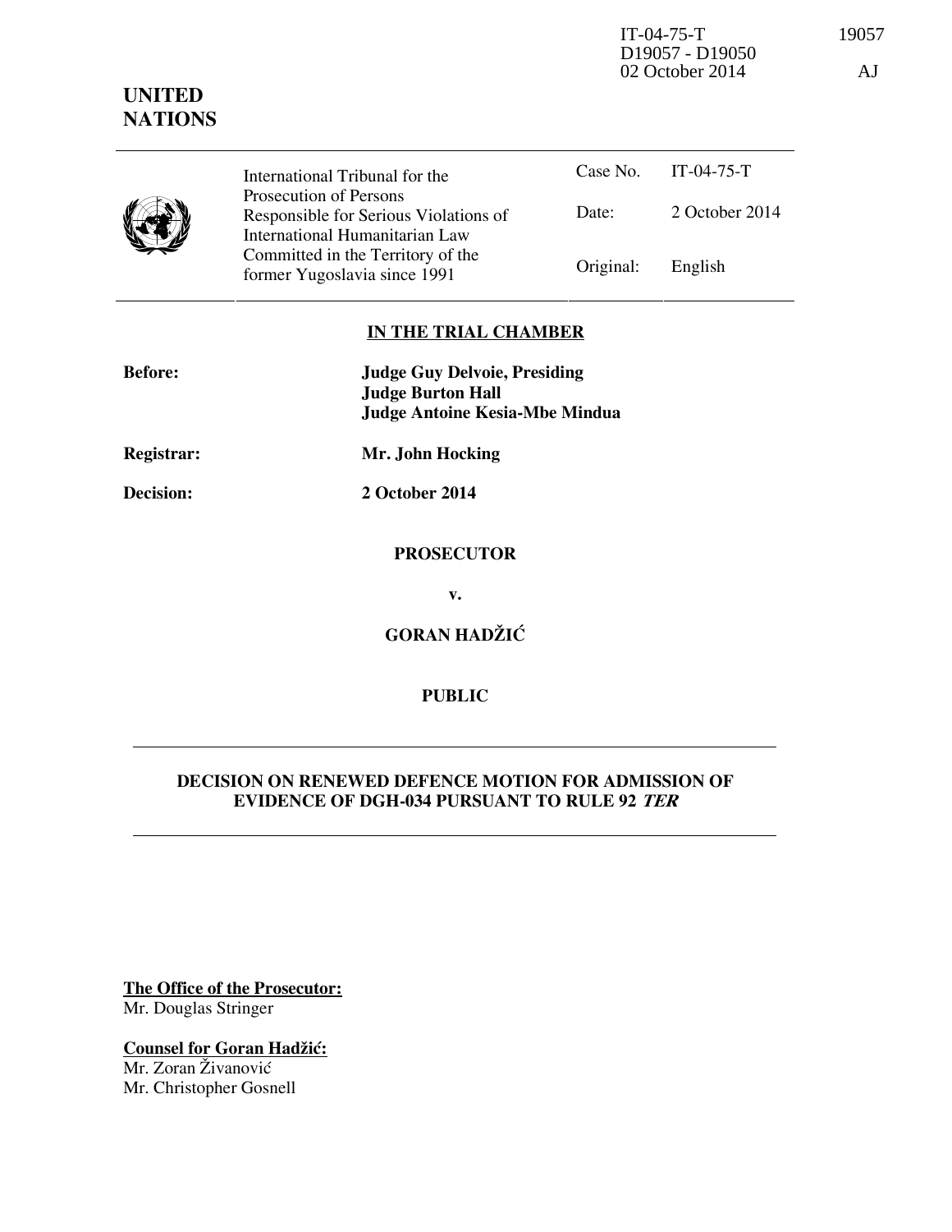IT-04-75-T 19057
D19057 - D19050
02 October 2014 AJ

**UNITED NATIONS**

| International Tribunal for the Prosecution of Persons Responsible for Serious Violations of International Humanitarian Law Committed in the Territory of the former Yugoslavia since 1991 | Case No. | IT-04-75-T |
|---|---|---|
| | Date: | 2 October 2014 |
| | Original: | English |

**IN THE TRIAL CHAMBER**

**Before:** **Judge Guy Delvoie, Presiding**
**Judge Burton Hall**
**Judge Antoine Kesia-Mbe Mindua**

**Registrar:** **Mr. John Hocking**

**Decision:** **2 October 2014**

**PROSECUTOR**

**v.**

**GORAN HADŽIĆ**

**PUBLIC**

**DECISION ON RENEWED DEFENCE MOTION FOR ADMISSION OF EVIDENCE OF DGH-034 PURSUANT TO RULE 92 *TER***

**The Office of the Prosecutor:**
Mr. Douglas Stringer

**Counsel for Goran Hadžić:**
Mr. Zoran Živanović
Mr. Christopher Gosnell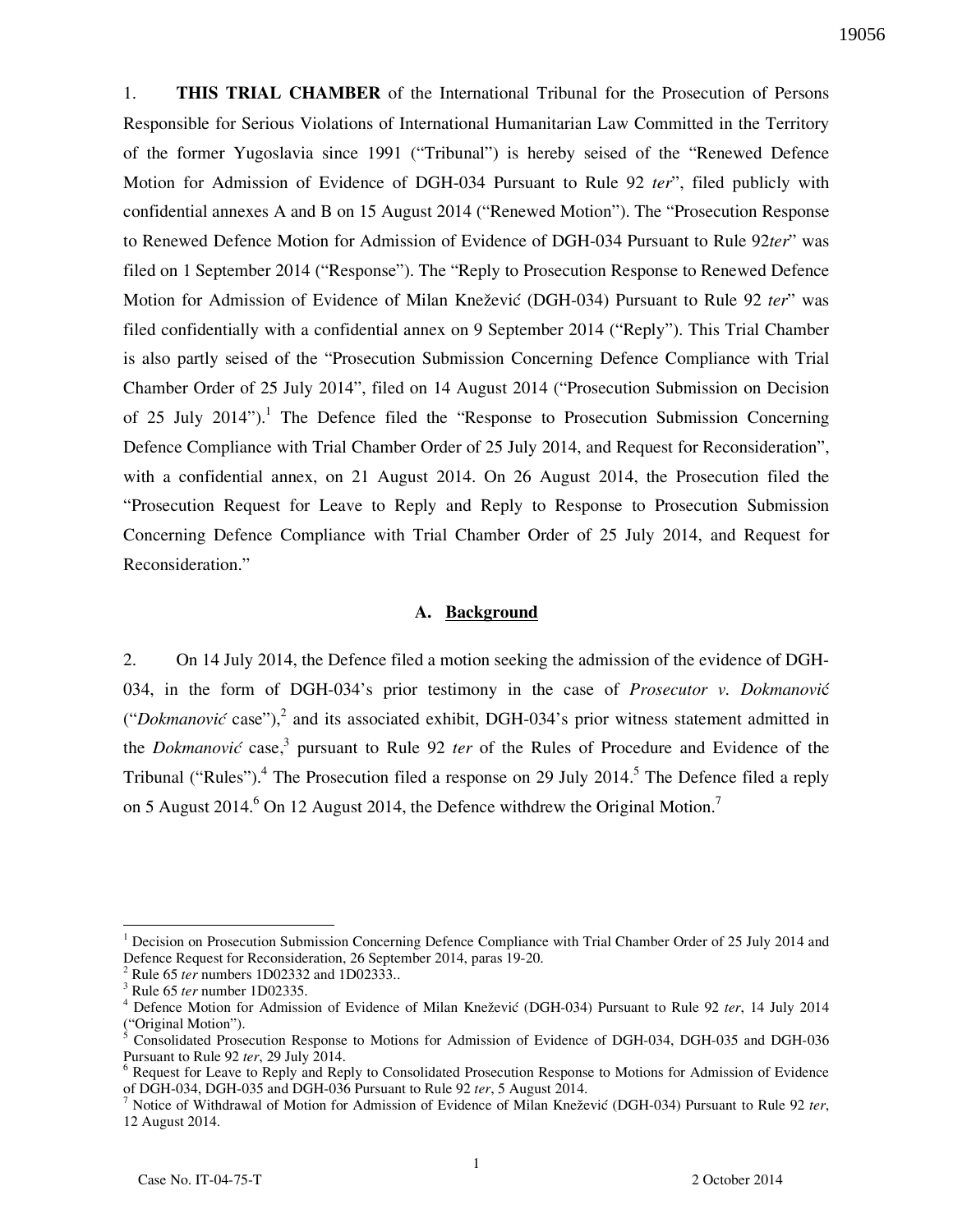1. **THIS TRIAL CHAMBER** of the International Tribunal for the Prosecution of Persons Responsible for Serious Violations of International Humanitarian Law Committed in the Territory of the former Yugoslavia since 1991 ("Tribunal") is hereby seised of the "Renewed Defence Motion for Admission of Evidence of DGH-034 Pursuant to Rule 92 *ter*", filed publicly with confidential annexes A and B on 15 August 2014 ("Renewed Motion"). The "Prosecution Response to Renewed Defence Motion for Admission of Evidence of DGH-034 Pursuant to Rule 92*ter*" was filed on 1 September 2014 ("Response"). The "Reply to Prosecution Response to Renewed Defence Motion for Admission of Evidence of Milan Knežević (DGH-034) Pursuant to Rule 92 *ter*" was filed confidentially with a confidential annex on 9 September 2014 ("Reply"). This Trial Chamber is also partly seised of the "Prosecution Submission Concerning Defence Compliance with Trial Chamber Order of 25 July 2014", filed on 14 August 2014 ("Prosecution Submission on Decision of 25 July 2014").[1] The Defence filed the "Response to Prosecution Submission Concerning Defence Compliance with Trial Chamber Order of 25 July 2014, and Request for Reconsideration", with a confidential annex, on 21 August 2014. On 26 August 2014, the Prosecution filed the "Prosecution Request for Leave to Reply and Reply to Response to Prosecution Submission Concerning Defence Compliance with Trial Chamber Order of 25 July 2014, and Request for Reconsideration."

### A. Background

2. On 14 July 2014, the Defence filed a motion seeking the admission of the evidence of DGH-034, in the form of DGH-034's prior testimony in the case of *Prosecutor v. Dokmanović* ("*Dokmanović* case"),[2] and its associated exhibit, DGH-034's prior witness statement admitted in the *Dokmanović* case,[3] pursuant to Rule 92 *ter* of the Rules of Procedure and Evidence of the Tribunal ("Rules").[4] The Prosecution filed a response on 29 July 2014.[5] The Defence filed a reply on 5 August 2014.[6] On 12 August 2014, the Defence withdrew the Original Motion.[7]

---

[1] Decision on Prosecution Submission Concerning Defence Compliance with Trial Chamber Order of 25 July 2014 and Defence Request for Reconsideration, 26 September 2014, paras 19-20.

[2] Rule 65 *ter* numbers 1D02332 and 1D02333..

[3] Rule 65 *ter* number 1D02335.

[4] Defence Motion for Admission of Evidence of Milan Knežević (DGH-034) Pursuant to Rule 92 *ter*, 14 July 2014 ("Original Motion").

[5] Consolidated Prosecution Response to Motions for Admission of Evidence of DGH-034, DGH-035 and DGH-036 Pursuant to Rule 92 *ter*, 29 July 2014.

[6] Request for Leave to Reply and Reply to Consolidated Prosecution Response to Motions for Admission of Evidence of DGH-034, DGH-035 and DGH-036 Pursuant to Rule 92 *ter*, 5 August 2014.

[7] Notice of Withdrawal of Motion for Admission of Evidence of Milan Knežević (DGH-034) Pursuant to Rule 92 *ter*, 12 August 2014.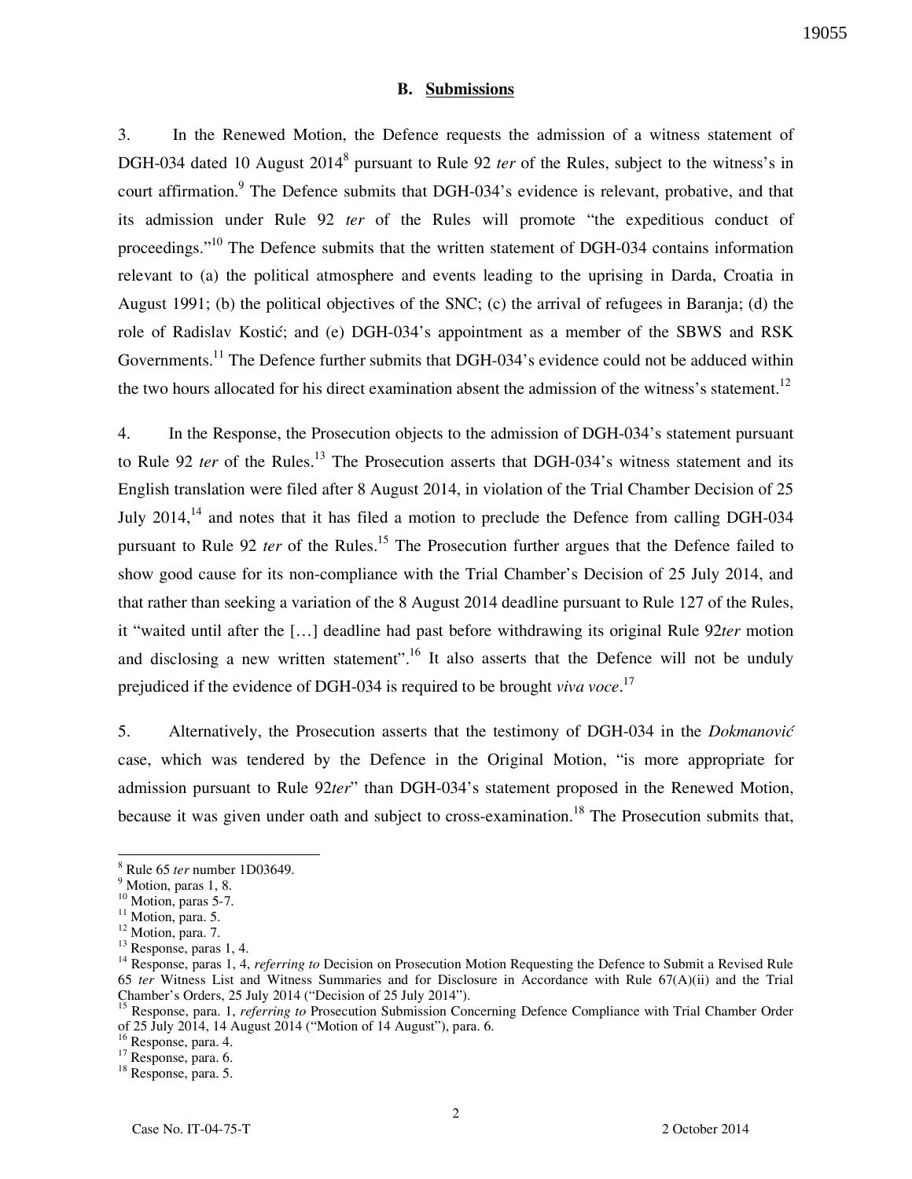### B. Submissions

3. In the Renewed Motion, the Defence requests the admission of a witness statement of DGH-034 dated 10 August 2014[8] pursuant to Rule 92 *ter* of the Rules, subject to the witness's in court affirmation.[9] The Defence submits that DGH-034's evidence is relevant, probative, and that its admission under Rule 92 *ter* of the Rules will promote "the expeditious conduct of proceedings."[10] The Defence submits that the written statement of DGH-034 contains information relevant to (a) the political atmosphere and events leading to the uprising in Darda, Croatia in August 1991; (b) the political objectives of the SNC; (c) the arrival of refugees in Baranja; (d) the role of Radislav Kostić; and (e) DGH-034's appointment as a member of the SBWS and RSK Governments.[11] The Defence further submits that DGH-034's evidence could not be adduced within the two hours allocated for his direct examination absent the admission of the witness's statement.[12]

4. In the Response, the Prosecution objects to the admission of DGH-034's statement pursuant to Rule 92 *ter* of the Rules.[13] The Prosecution asserts that DGH-034's witness statement and its English translation were filed after 8 August 2014, in violation of the Trial Chamber Decision of 25 July 2014,[14] and notes that it has filed a motion to preclude the Defence from calling DGH-034 pursuant to Rule 92 *ter* of the Rules.[15] The Prosecution further argues that the Defence failed to show good cause for its non-compliance with the Trial Chamber's Decision of 25 July 2014, and that rather than seeking a variation of the 8 August 2014 deadline pursuant to Rule 127 of the Rules, it "waited until after the [...] deadline had past before withdrawing its original Rule 92*ter* motion and disclosing a new written statement".[16] It also asserts that the Defence will not be unduly prejudiced if the evidence of DGH-034 is required to be brought *viva voce*.[17]

5. Alternatively, the Prosecution asserts that the testimony of DGH-034 in the *Dokmanović* case, which was tendered by the Defence in the Original Motion, "is more appropriate for admission pursuant to Rule 92*ter*" than DGH-034's statement proposed in the Renewed Motion, because it was given under oath and subject to cross-examination.[18] The Prosecution submits that,

---

[8] Rule 65 *ter* number 1D03649.
[9] Motion, paras 1, 8.
[10] Motion, paras 5-7.
[11] Motion, para. 5.
[12] Motion, para. 7.
[13] Response, paras 1, 4.
[14] Response, paras 1, 4, *referring to* Decision on Prosecution Motion Requesting the Defence to Submit a Revised Rule 65 *ter* Witness List and Witness Summaries and for Disclosure in Accordance with Rule 67(A)(ii) and the Trial Chamber's Orders, 25 July 2014 ("Decision of 25 July 2014").
[15] Response, para. 1, *referring to* Prosecution Submission Concerning Defence Compliance with Trial Chamber Order of 25 July 2014, 14 August 2014 ("Motion of 14 August"), para. 6.
[16] Response, para. 4.
[17] Response, para. 6.
[18] Response, para. 5.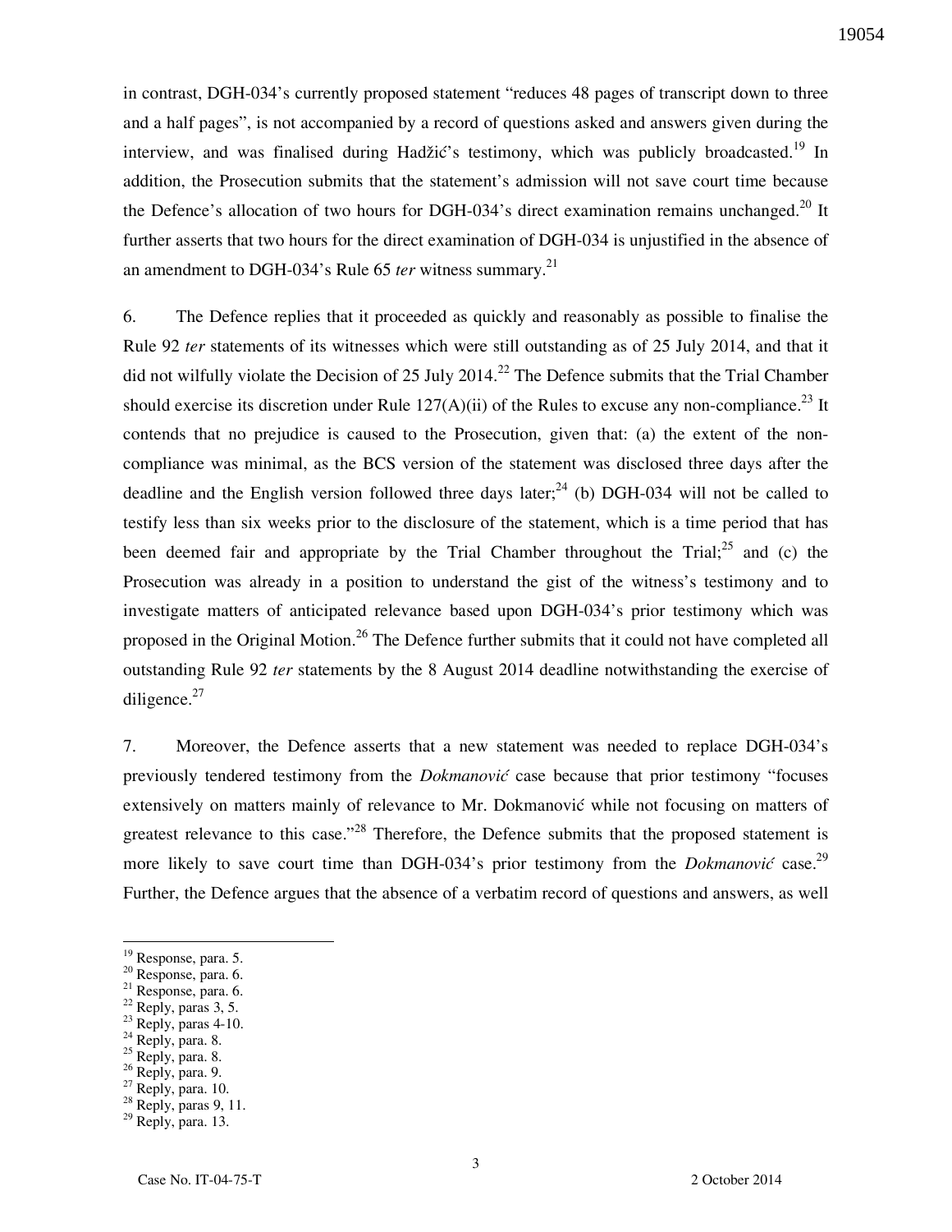in contrast, DGH-034's currently proposed statement "reduces 48 pages of transcript down to three and a half pages", is not accompanied by a record of questions asked and answers given during the interview, and was finalised during Hadžić's testimony, which was publicly broadcasted.[19] In addition, the Prosecution submits that the statement's admission will not save court time because the Defence's allocation of two hours for DGH-034's direct examination remains unchanged.[20] It further asserts that two hours for the direct examination of DGH-034 is unjustified in the absence of an amendment to DGH-034's Rule 65 *ter* witness summary.[21]

6. The Defence replies that it proceeded as quickly and reasonably as possible to finalise the Rule 92 *ter* statements of its witnesses which were still outstanding as of 25 July 2014, and that it did not wilfully violate the Decision of 25 July 2014.[22] The Defence submits that the Trial Chamber should exercise its discretion under Rule 127(A)(ii) of the Rules to excuse any non-compliance.[23] It contends that no prejudice is caused to the Prosecution, given that: (a) the extent of the non-compliance was minimal, as the BCS version of the statement was disclosed three days after the deadline and the English version followed three days later;[24] (b) DGH-034 will not be called to testify less than six weeks prior to the disclosure of the statement, which is a time period that has been deemed fair and appropriate by the Trial Chamber throughout the Trial;[25] and (c) the Prosecution was already in a position to understand the gist of the witness's testimony and to investigate matters of anticipated relevance based upon DGH-034's prior testimony which was proposed in the Original Motion.[26] The Defence further submits that it could not have completed all outstanding Rule 92 *ter* statements by the 8 August 2014 deadline notwithstanding the exercise of diligence.[27]

7. Moreover, the Defence asserts that a new statement was needed to replace DGH-034's previously tendered testimony from the *Dokmanović* case because that prior testimony "focuses extensively on matters mainly of relevance to Mr. Dokmanović while not focusing on matters of greatest relevance to this case."[28] Therefore, the Defence submits that the proposed statement is more likely to save court time than DGH-034's prior testimony from the *Dokmanović* case.[29] Further, the Defence argues that the absence of a verbatim record of questions and answers, as well

---

[19] Response, para. 5.
[20] Response, para. 6.
[21] Response, para. 6.
[22] Reply, paras 3, 5.
[23] Reply, paras 4-10.
[24] Reply, para. 8.
[25] Reply, para. 8.
[26] Reply, para. 9.
[27] Reply, para. 10.
[28] Reply, paras 9, 11.
[29] Reply, para. 13.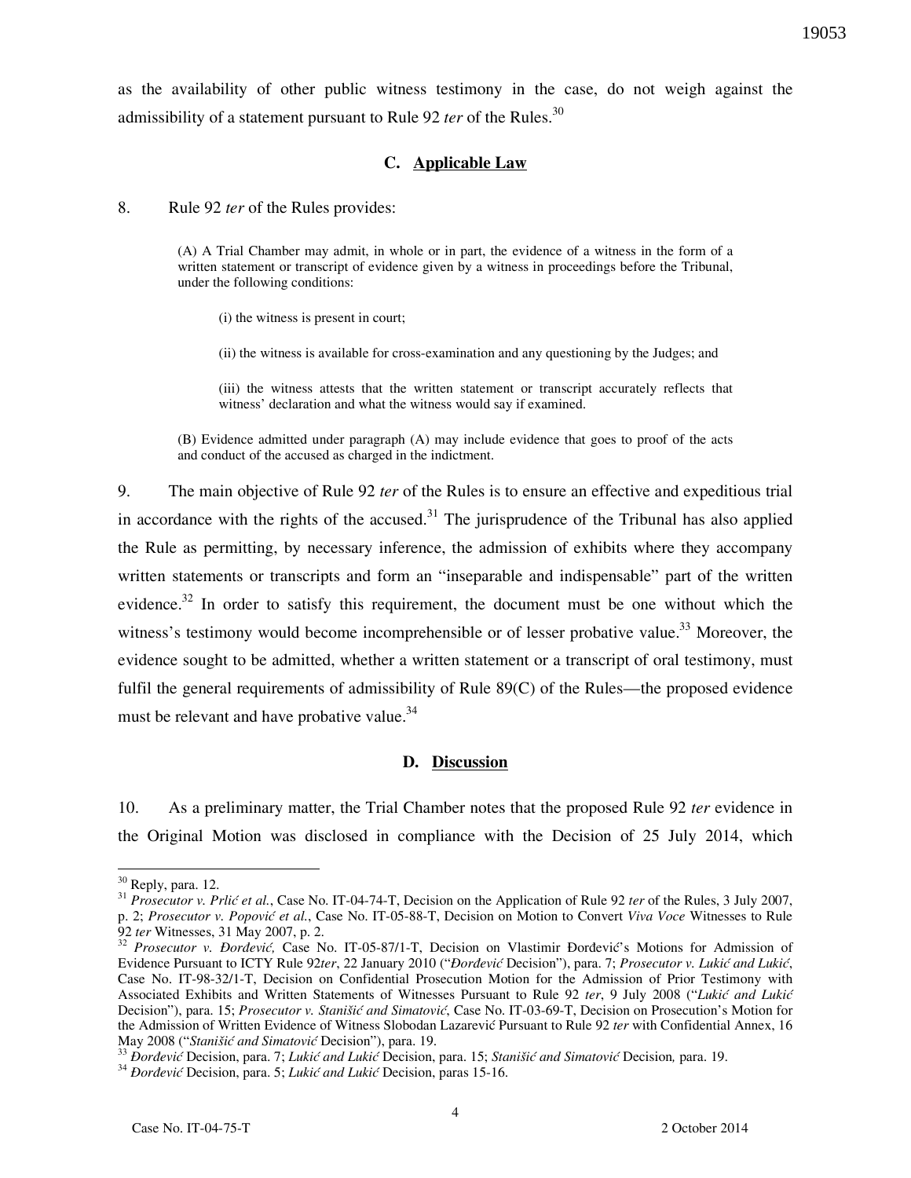as the availability of other public witness testimony in the case, do not weigh against the admissibility of a statement pursuant to Rule 92 *ter* of the Rules.[30]

### C. Applicable Law

8. Rule 92 *ter* of the Rules provides:

> (A) A Trial Chamber may admit, in whole or in part, the evidence of a witness in the form of a written statement or transcript of evidence given by a witness in proceedings before the Tribunal, under the following conditions:
>
> (i) the witness is present in court;
>
> (ii) the witness is available for cross-examination and any questioning by the Judges; and
>
> (iii) the witness attests that the written statement or transcript accurately reflects that witness' declaration and what the witness would say if examined.
>
> (B) Evidence admitted under paragraph (A) may include evidence that goes to proof of the acts and conduct of the accused as charged in the indictment.

9. The main objective of Rule 92 *ter* of the Rules is to ensure an effective and expeditious trial in accordance with the rights of the accused.[31] The jurisprudence of the Tribunal has also applied the Rule as permitting, by necessary inference, the admission of exhibits where they accompany written statements or transcripts and form an "inseparable and indispensable" part of the written evidence.[32] In order to satisfy this requirement, the document must be one without which the witness's testimony would become incomprehensible or of lesser probative value.[33] Moreover, the evidence sought to be admitted, whether a written statement or a transcript of oral testimony, must fulfil the general requirements of admissibility of Rule 89(C) of the Rules—the proposed evidence must be relevant and have probative value.[34]

### D. Discussion

10. As a preliminary matter, the Trial Chamber notes that the proposed Rule 92 *ter* evidence in the Original Motion was disclosed in compliance with the Decision of 25 July 2014, which

---

[30] Reply, para. 12.

[31] *Prosecutor v. Prlić et al.*, Case No. IT-04-74-T, Decision on the Application of Rule 92 *ter* of the Rules, 3 July 2007, p. 2; *Prosecutor v. Popović et al.*, Case No. IT-05-88-T, Decision on Motion to Convert *Viva Voce* Witnesses to Rule 92 *ter* Witnesses, 31 May 2007, p. 2.

[32] *Prosecutor v. Đorđević,* Case No. IT-05-87/1-T, Decision on Vlastimir Đorđević's Motions for Admission of Evidence Pursuant to ICTY Rule 92*ter*, 22 January 2010 ("*Đorđević* Decision"), para. 7; *Prosecutor v. Lukić and Lukić*, Case No. IT-98-32/1-T, Decision on Confidential Prosecution Motion for the Admission of Prior Testimony with Associated Exhibits and Written Statements of Witnesses Pursuant to Rule 92 *ter*, 9 July 2008 ("*Lukić and Lukić* Decision"), para. 15; *Prosecutor v. Stanišić and Simatović*, Case No. IT-03-69-T, Decision on Prosecution's Motion for the Admission of Written Evidence of Witness Slobodan Lazarević Pursuant to Rule 92 *ter* with Confidential Annex, 16 May 2008 ("*Stanišić and Simatović* Decision"), para. 19.

[33] *Đorđević* Decision, para. 7; *Lukić and Lukić* Decision, para. 15; *Stanišić and Simatović* Decision*,* para. 19.

[34] *Đorđević* Decision, para. 5; *Lukić and Lukić* Decision, paras 15-16.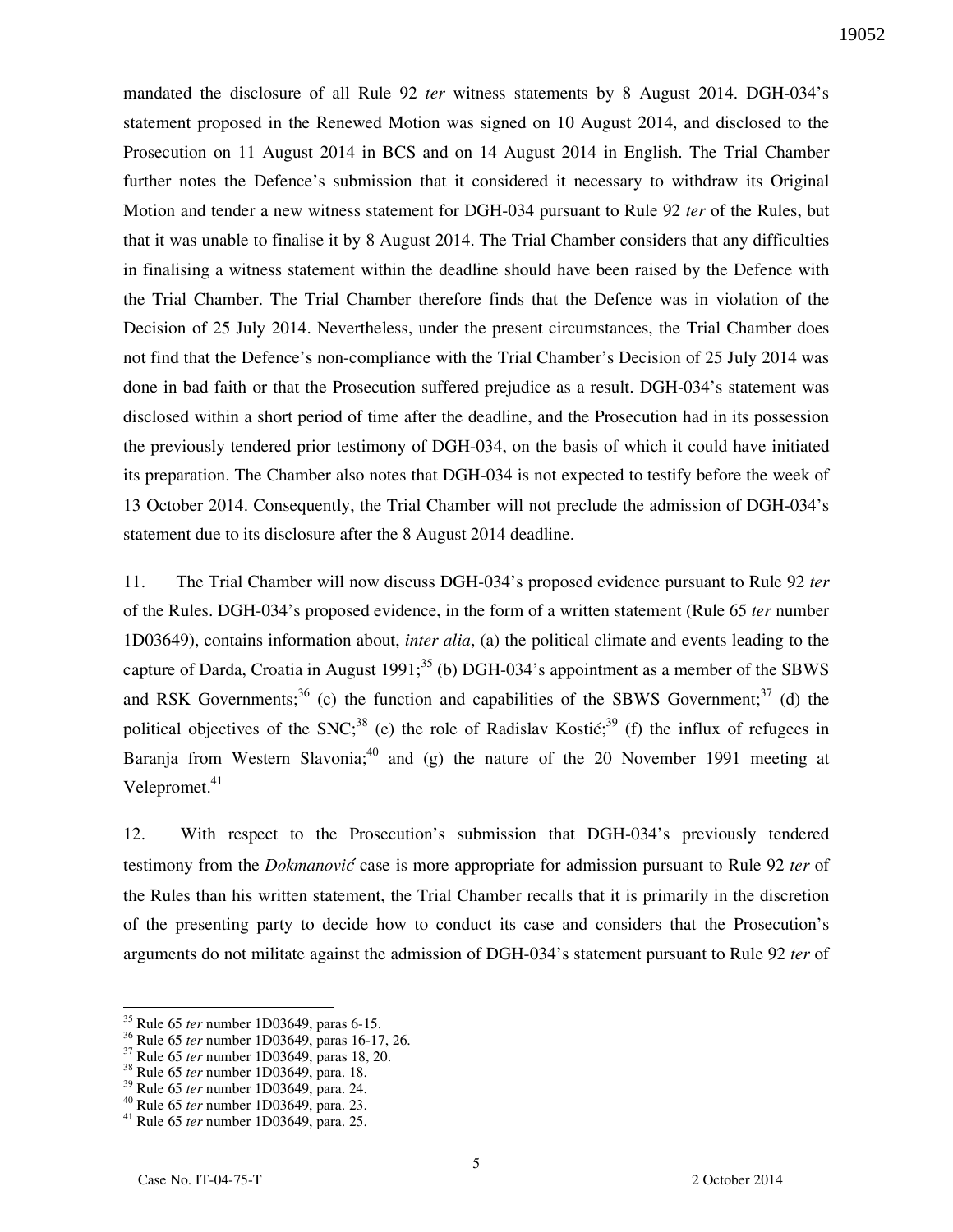mandated the disclosure of all Rule 92 *ter* witness statements by 8 August 2014. DGH-034's statement proposed in the Renewed Motion was signed on 10 August 2014, and disclosed to the Prosecution on 11 August 2014 in BCS and on 14 August 2014 in English. The Trial Chamber further notes the Defence's submission that it considered it necessary to withdraw its Original Motion and tender a new witness statement for DGH-034 pursuant to Rule 92 *ter* of the Rules, but that it was unable to finalise it by 8 August 2014. The Trial Chamber considers that any difficulties in finalising a witness statement within the deadline should have been raised by the Defence with the Trial Chamber. The Trial Chamber therefore finds that the Defence was in violation of the Decision of 25 July 2014. Nevertheless, under the present circumstances, the Trial Chamber does not find that the Defence's non-compliance with the Trial Chamber's Decision of 25 July 2014 was done in bad faith or that the Prosecution suffered prejudice as a result. DGH-034's statement was disclosed within a short period of time after the deadline, and the Prosecution had in its possession the previously tendered prior testimony of DGH-034, on the basis of which it could have initiated its preparation. The Chamber also notes that DGH-034 is not expected to testify before the week of 13 October 2014. Consequently, the Trial Chamber will not preclude the admission of DGH-034's statement due to its disclosure after the 8 August 2014 deadline.

11. The Trial Chamber will now discuss DGH-034's proposed evidence pursuant to Rule 92 *ter* of the Rules. DGH-034's proposed evidence, in the form of a written statement (Rule 65 *ter* number 1D03649), contains information about, *inter alia*, (a) the political climate and events leading to the capture of Darda, Croatia in August 1991;[35] (b) DGH-034's appointment as a member of the SBWS and RSK Governments;[36] (c) the function and capabilities of the SBWS Government;[37] (d) the political objectives of the SNC;[38] (e) the role of Radislav Kostić;[39] (f) the influx of refugees in Baranja from Western Slavonia;[40] and (g) the nature of the 20 November 1991 meeting at Velepromet.[41]

12. With respect to the Prosecution's submission that DGH-034's previously tendered testimony from the *Dokmanović* case is more appropriate for admission pursuant to Rule 92 *ter* of the Rules than his written statement, the Trial Chamber recalls that it is primarily in the discretion of the presenting party to decide how to conduct its case and considers that the Prosecution's arguments do not militate against the admission of DGH-034's statement pursuant to Rule 92 *ter* of

---

[35] Rule 65 *ter* number 1D03649, paras 6-15.
[36] Rule 65 *ter* number 1D03649, paras 16-17, 26.
[37] Rule 65 *ter* number 1D03649, paras 18, 20.
[38] Rule 65 *ter* number 1D03649, para. 18.
[39] Rule 65 *ter* number 1D03649, para. 24.
[40] Rule 65 *ter* number 1D03649, para. 23.
[41] Rule 65 *ter* number 1D03649, para. 25.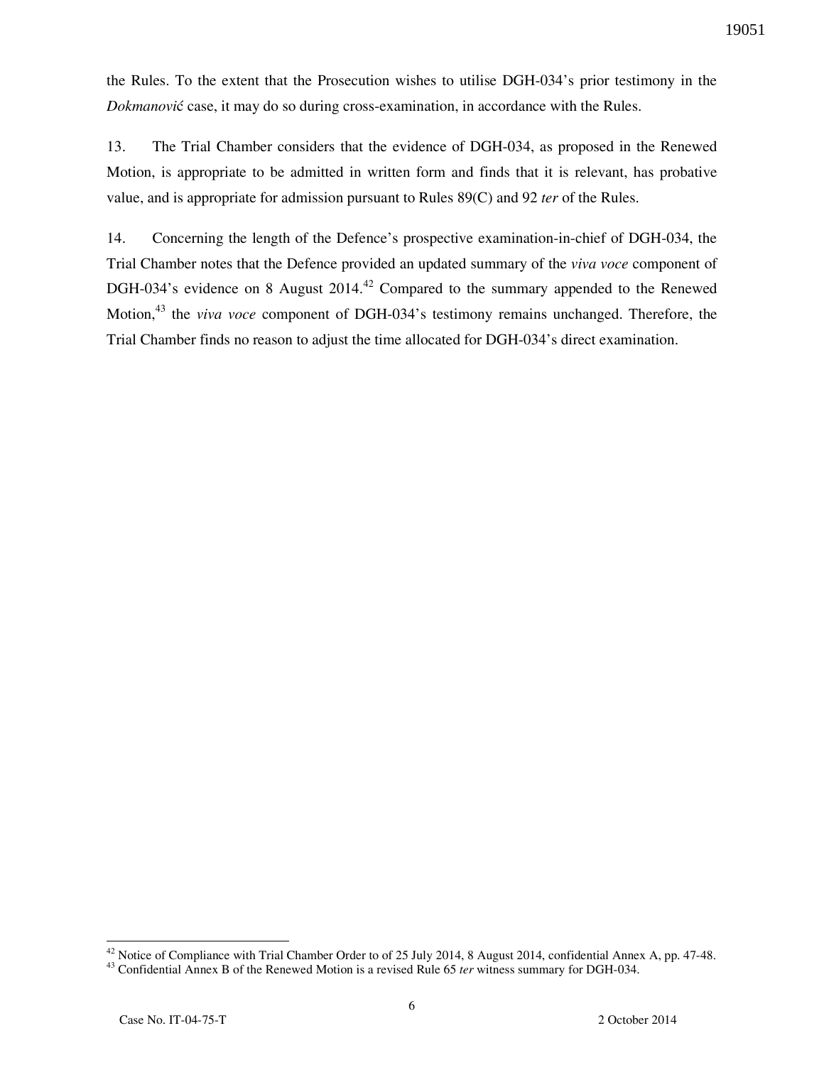the Rules. To the extent that the Prosecution wishes to utilise DGH-034's prior testimony in the *Dokmanović* case, it may do so during cross-examination, in accordance with the Rules.

13. The Trial Chamber considers that the evidence of DGH-034, as proposed in the Renewed Motion, is appropriate to be admitted in written form and finds that it is relevant, has probative value, and is appropriate for admission pursuant to Rules 89(C) and 92 *ter* of the Rules.

14. Concerning the length of the Defence's prospective examination-in-chief of DGH-034, the Trial Chamber notes that the Defence provided an updated summary of the *viva voce* component of DGH-034's evidence on 8 August 2014.[42] Compared to the summary appended to the Renewed Motion,[43] the *viva voce* component of DGH-034's testimony remains unchanged. Therefore, the Trial Chamber finds no reason to adjust the time allocated for DGH-034's direct examination.

---

[42] Notice of Compliance with Trial Chamber Order to of 25 July 2014, 8 August 2014, confidential Annex A, pp. 47-48.

[43] Confidential Annex B of the Renewed Motion is a revised Rule 65 *ter* witness summary for DGH-034.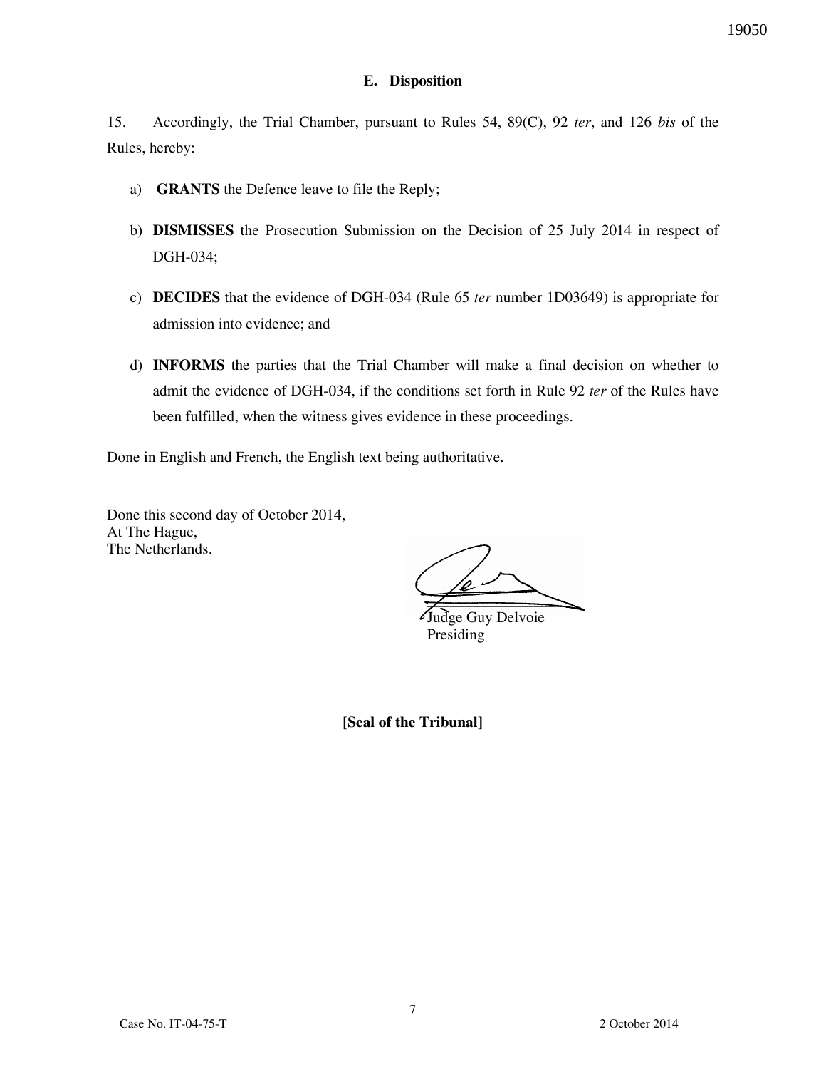### E. Disposition

15. Accordingly, the Trial Chamber, pursuant to Rules 54, 89(C), 92 *ter*, and 126 *bis* of the Rules, hereby:

a) **GRANTS** the Defence leave to file the Reply;

b) **DISMISSES** the Prosecution Submission on the Decision of 25 July 2014 in respect of DGH-034;

c) **DECIDES** that the evidence of DGH-034 (Rule 65 *ter* number 1D03649) is appropriate for admission into evidence; and

d) **INFORMS** the parties that the Trial Chamber will make a final decision on whether to admit the evidence of DGH-034, if the conditions set forth in Rule 92 *ter* of the Rules have been fulfilled, when the witness gives evidence in these proceedings.

Done in English and French, the English text being authoritative.

Done this second day of October 2014,
At The Hague,
The Netherlands.

Judge Guy Delvoie
Presiding

**[Seal of the Tribunal]**